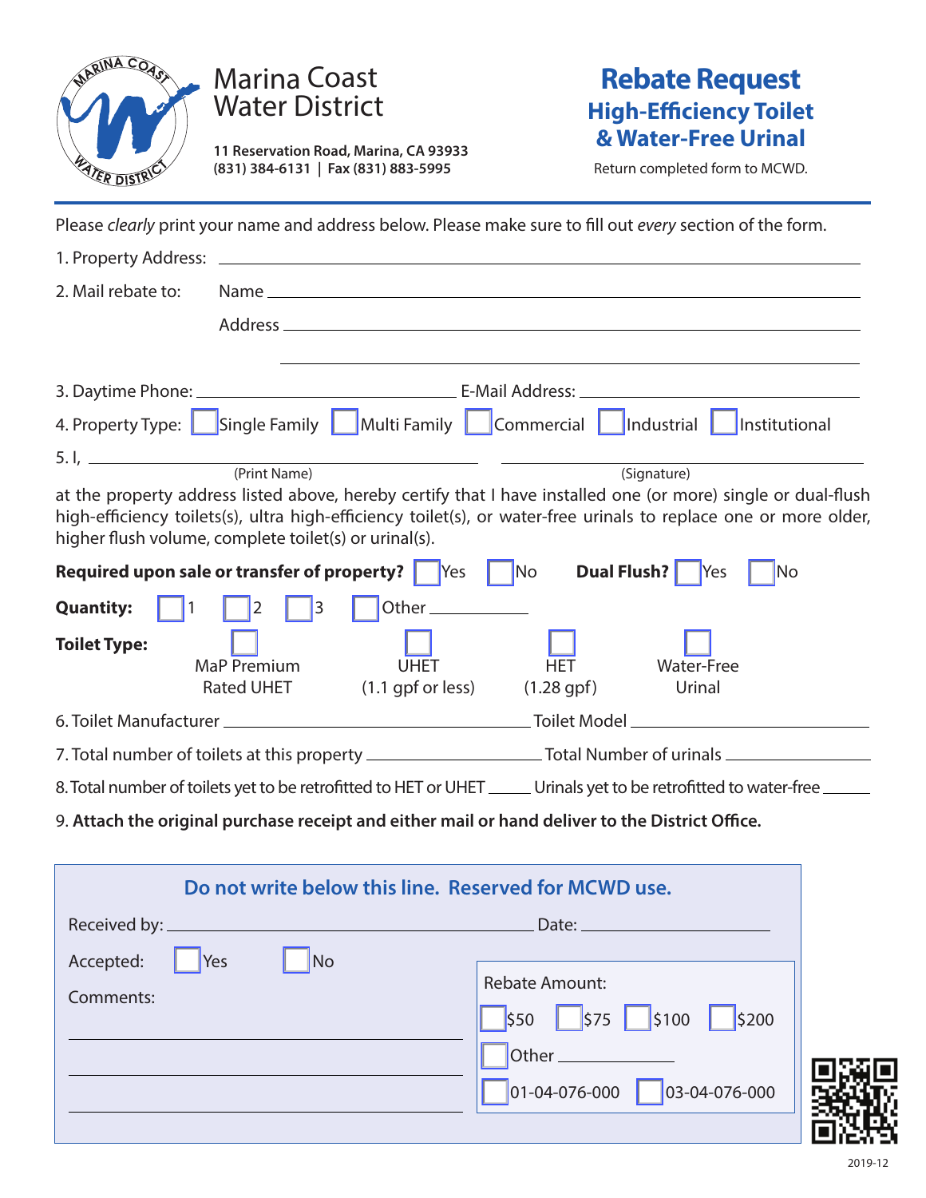Marina Coast Water District

**11 Reservation Road, Marina, CA 93933**
**(831) 384-6131 | Fax (831) 883-5995**

# Rebate Request
## High-Efficiency Toilet & Water-Free Urinal

Return completed form to MCWD.

Please *clearly* print your name and address below. Please make sure to fill out *every* section of the form.

1. Property Address: ______________________________

2. Mail rebate to: Name ______________________________

   Address ______________________________

   ______________________________

3. Daytime Phone: ______________________________ E-Mail Address: ______________________________

4. Property Type: ☐ Single Family ☐ Multi Family ☐ Commercial ☐ Industrial ☐ Institutional

5. I, ______________________________ ______________________________
   (Print Name) (Signature)

at the property address listed above, hereby certify that I have installed one (or more) single or dual-flush high-efficiency toilets(s), ultra high-efficiency toilet(s), or water-free urinals to replace one or more older, higher flush volume, complete toilet(s) or urinal(s).

**Required upon sale or transfer of property?** ☐ Yes ☐ No **Dual Flush?** ☐ Yes ☐ No

**Quantity:** ☐ 1 ☐ 2 ☐ 3 ☐ Other ____________

**Toilet Type:** ☐ MaP Premium Rated UHET ☐ UHET (1.1 gpf or less) ☐ HET (1.28 gpf) ☐ Water-Free Urinal

6. Toilet Manufacturer ______________________________ Toilet Model ______________________________

7. Total number of toilets at this property ____________ Total Number of urinals ____________

8. Total number of toilets yet to be retrofitted to HET or UHET _____ Urinals yet to be retrofitted to water-free _____

9. **Attach the original purchase receipt and either mail or hand deliver to the District Office.**

---

**Do not write below this line. Reserved for MCWD use.**

Received by: ______________________________ Date: ____________

Accepted: ☐ Yes ☐ No

Comments:

______________________________

______________________________

______________________________

Rebate Amount:

☐ $50 ☐ $75 ☐ $100 ☐ $200

☐ Other ____________

☐ 01-04-076-000 ☐ 03-04-076-000

2019-12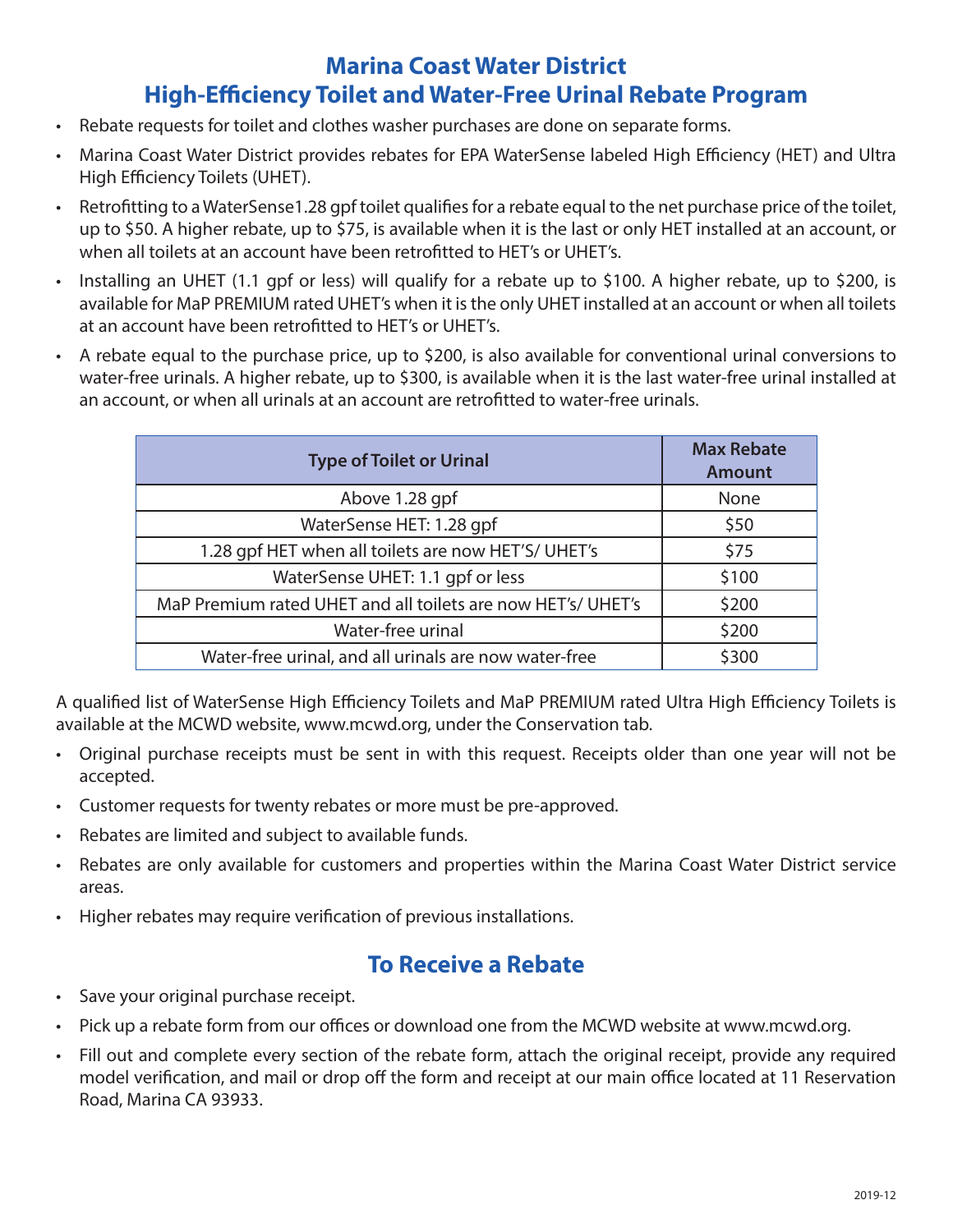# Marina Coast Water District
# High-Efficiency Toilet and Water-Free Urinal Rebate Program

- Rebate requests for toilet and clothes washer purchases are done on separate forms.
- Marina Coast Water District provides rebates for EPA WaterSense labeled High Efficiency (HET) and Ultra High Efficiency Toilets (UHET).
- Retrofitting to a WaterSense1.28 gpf toilet qualifies for a rebate equal to the net purchase price of the toilet, up to $50. A higher rebate, up to $75, is available when it is the last or only HET installed at an account, or when all toilets at an account have been retrofitted to HET's or UHET's.
- Installing an UHET (1.1 gpf or less) will qualify for a rebate up to $100. A higher rebate, up to $200, is available for MaP PREMIUM rated UHET's when it is the only UHET installed at an account or when all toilets at an account have been retrofitted to HET's or UHET's.
- A rebate equal to the purchase price, up to $200, is also available for conventional urinal conversions to water-free urinals. A higher rebate, up to $300, is available when it is the last water-free urinal installed at an account, or when all urinals at an account are retrofitted to water-free urinals.

| Type of Toilet or Urinal | Max Rebate Amount |
|---|---|
| Above 1.28 gpf | None |
| WaterSense HET: 1.28 gpf | $50 |
| 1.28 gpf HET when all toilets are now HET'S/ UHET's | $75 |
| WaterSense UHET: 1.1 gpf or less | $100 |
| MaP Premium rated UHET and all toilets are now HET's/ UHET's | $200 |
| Water-free urinal | $200 |
| Water-free urinal, and all urinals are now water-free | $300 |

A qualified list of WaterSense High Efficiency Toilets and MaP PREMIUM rated Ultra High Efficiency Toilets is available at the MCWD website, www.mcwd.org, under the Conservation tab.

- Original purchase receipts must be sent in with this request. Receipts older than one year will not be accepted.
- Customer requests for twenty rebates or more must be pre-approved.
- Rebates are limited and subject to available funds.
- Rebates are only available for customers and properties within the Marina Coast Water District service areas.
- Higher rebates may require verification of previous installations.

## To Receive a Rebate

- Save your original purchase receipt.
- Pick up a rebate form from our offices or download one from the MCWD website at www.mcwd.org.
- Fill out and complete every section of the rebate form, attach the original receipt, provide any required model verification, and mail or drop off the form and receipt at our main office located at 11 Reservation Road, Marina CA 93933.

2019-12